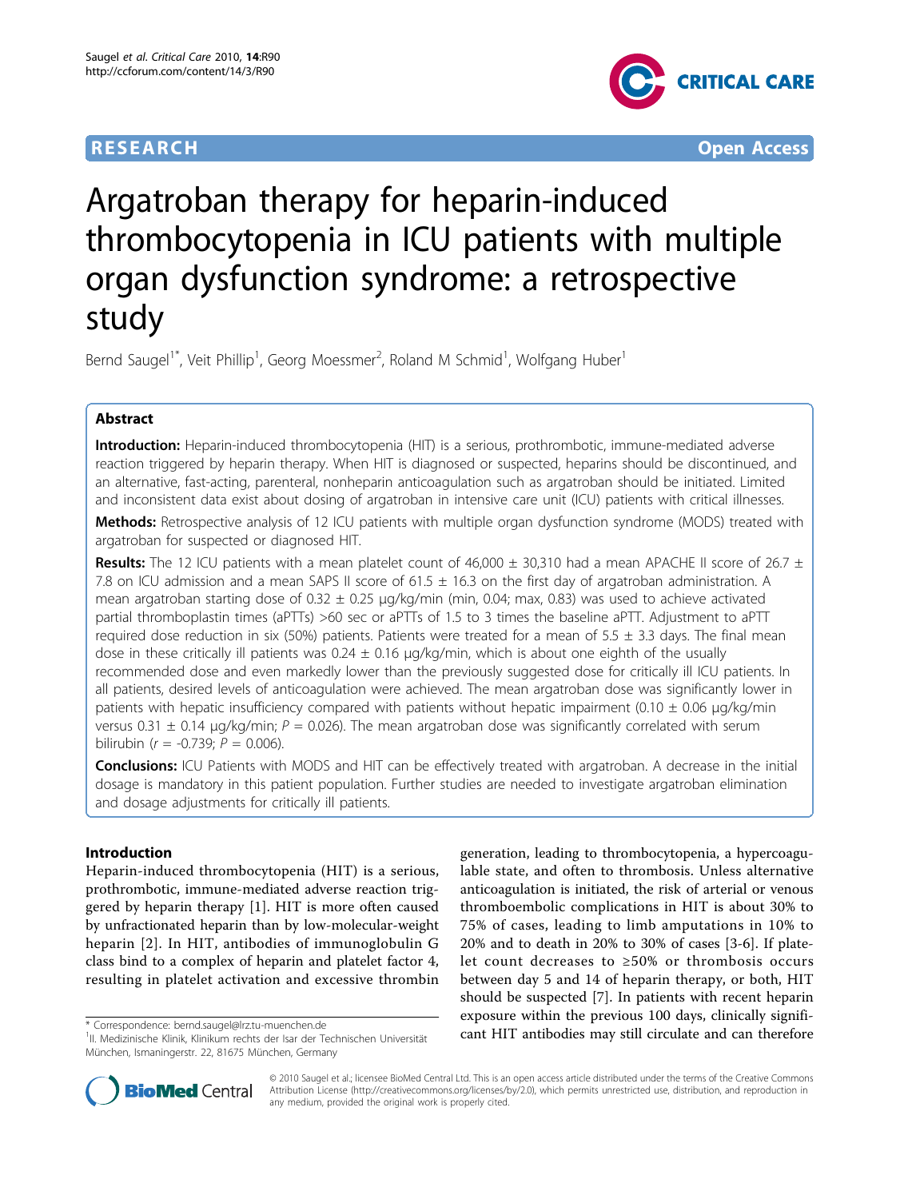RESEARCH Open Access

# Argatroban therapy for heparin-induced thrombocytopenia in ICU patients with multiple organ dysfunction syndrome: a retrospective study

Bernd Saugel[1*], Veit Phillip[1], Georg Moessmer[2], Roland M Schmid[1], Wolfgang Huber[1]

## Abstract

**Introduction:** Heparin-induced thrombocytopenia (HIT) is a serious, prothrombotic, immune-mediated adverse reaction triggered by heparin therapy. When HIT is diagnosed or suspected, heparins should be discontinued, and an alternative, fast-acting, parenteral, nonheparin anticoagulation such as argatroban should be initiated. Limited and inconsistent data exist about dosing of argatroban in intensive care unit (ICU) patients with critical illnesses.

**Methods:** Retrospective analysis of 12 ICU patients with multiple organ dysfunction syndrome (MODS) treated with argatroban for suspected or diagnosed HIT.

**Results:** The 12 ICU patients with a mean platelet count of 46,000 ± 30,310 had a mean APACHE II score of 26.7 ± 7.8 on ICU admission and a mean SAPS II score of 61.5 ± 16.3 on the first day of argatroban administration. A mean argatroban starting dose of 0.32 ± 0.25 μg/kg/min (min, 0.04; max, 0.83) was used to achieve activated partial thromboplastin times (aPTTs) >60 sec or aPTTs of 1.5 to 3 times the baseline aPTT. Adjustment to aPTT required dose reduction in six (50%) patients. Patients were treated for a mean of 5.5 ± 3.3 days. The final mean dose in these critically ill patients was 0.24 ± 0.16 μg/kg/min, which is about one eighth of the usually recommended dose and even markedly lower than the previously suggested dose for critically ill ICU patients. In all patients, desired levels of anticoagulation were achieved. The mean argatroban dose was significantly lower in patients with hepatic insufficiency compared with patients without hepatic impairment (0.10 ± 0.06 μg/kg/min versus 0.31 ± 0.14 μg/kg/min; $P = 0.026$). The mean argatroban dose was significantly correlated with serum bilirubin ($r = -0.739$; $P = 0.006$).

**Conclusions:** ICU Patients with MODS and HIT can be effectively treated with argatroban. A decrease in the initial dosage is mandatory in this patient population. Further studies are needed to investigate argatroban elimination and dosage adjustments for critically ill patients.

## Introduction

Heparin-induced thrombocytopenia (HIT) is a serious, prothrombotic, immune-mediated adverse reaction triggered by heparin therapy [1]. HIT is more often caused by unfractionated heparin than by low-molecular-weight heparin [2]. In HIT, antibodies of immunoglobulin G class bind to a complex of heparin and platelet factor 4, resulting in platelet activation and excessive thrombin generation, leading to thrombocytopenia, a hypercoagulable state, and often to thrombosis. Unless alternative anticoagulation is initiated, the risk of arterial or venous thromboembolic complications in HIT is about 30% to 75% of cases, leading to limb amputations in 10% to 20% and to death in 20% to 30% of cases [3-6]. If platelet count decreases to ≥50% or thrombosis occurs between day 5 and 14 of heparin therapy, or both, HIT should be suspected [7]. In patients with recent heparin exposure within the previous 100 days, clinically significant HIT antibodies may still circulate and can therefore

\* Correspondence: bernd.saugel@lrz.tu-muenchen.de
[1]II. Medizinische Klinik, Klinikum rechts der Isar der Technischen Universität München, Ismaningerstr. 22, 81675 München, Germany

© 2010 Saugel et al.; licensee BioMed Central Ltd. This is an open access article distributed under the terms of the Creative Commons Attribution License (http://creativecommons.org/licenses/by/2.0), which permits unrestricted use, distribution, and reproduction in any medium, provided the original work is properly cited.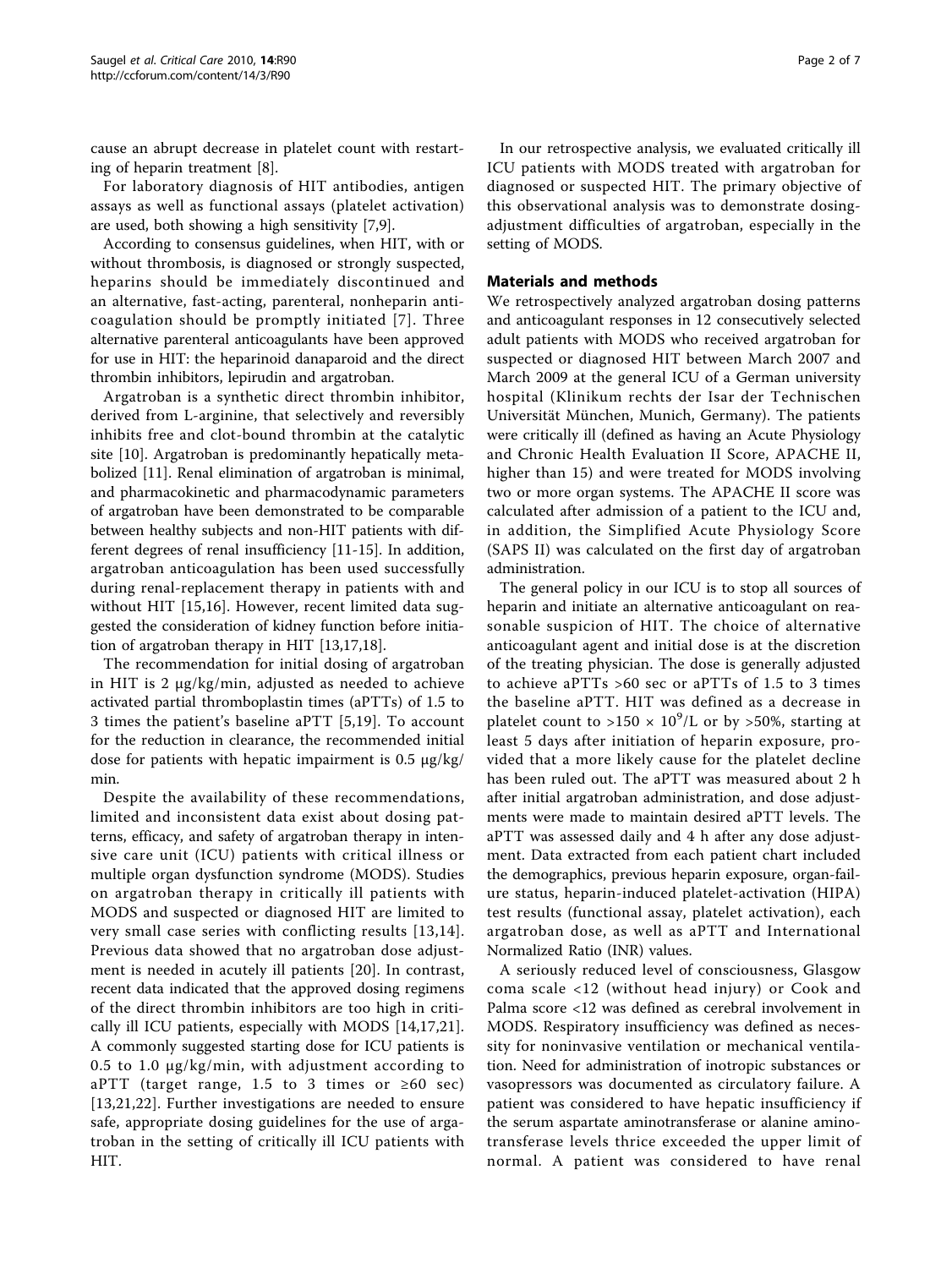cause an abrupt decrease in platelet count with restarting of heparin treatment [8].

For laboratory diagnosis of HIT antibodies, antigen assays as well as functional assays (platelet activation) are used, both showing a high sensitivity [7,9].

According to consensus guidelines, when HIT, with or without thrombosis, is diagnosed or strongly suspected, heparins should be immediately discontinued and an alternative, fast-acting, parenteral, nonheparin anticoagulation should be promptly initiated [7]. Three alternative parenteral anticoagulants have been approved for use in HIT: the heparinoid danaparoid and the direct thrombin inhibitors, lepirudin and argatroban.

Argatroban is a synthetic direct thrombin inhibitor, derived from L-arginine, that selectively and reversibly inhibits free and clot-bound thrombin at the catalytic site [10]. Argatroban is predominantly hepatically metabolized [11]. Renal elimination of argatroban is minimal, and pharmacokinetic and pharmacodynamic parameters of argatroban have been demonstrated to be comparable between healthy subjects and non-HIT patients with different degrees of renal insufficiency [11-15]. In addition, argatroban anticoagulation has been used successfully during renal-replacement therapy in patients with and without HIT [15,16]. However, recent limited data suggested the consideration of kidney function before initiation of argatroban therapy in HIT [13,17,18].

The recommendation for initial dosing of argatroban in HIT is 2 μg/kg/min, adjusted as needed to achieve activated partial thromboplastin times (aPTTs) of 1.5 to 3 times the patient's baseline aPTT [5,19]. To account for the reduction in clearance, the recommended initial dose for patients with hepatic impairment is 0.5 μg/kg/min.

Despite the availability of these recommendations, limited and inconsistent data exist about dosing patterns, efficacy, and safety of argatroban therapy in intensive care unit (ICU) patients with critical illness or multiple organ dysfunction syndrome (MODS). Studies on argatroban therapy in critically ill patients with MODS and suspected or diagnosed HIT are limited to very small case series with conflicting results [13,14]. Previous data showed that no argatroban dose adjustment is needed in acutely ill patients [20]. In contrast, recent data indicated that the approved dosing regimens of the direct thrombin inhibitors are too high in critically ill ICU patients, especially with MODS [14,17,21]. A commonly suggested starting dose for ICU patients is 0.5 to 1.0 μg/kg/min, with adjustment according to aPTT (target range, 1.5 to 3 times or ≥60 sec) [13,21,22]. Further investigations are needed to ensure safe, appropriate dosing guidelines for the use of argatroban in the setting of critically ill ICU patients with HIT.

In our retrospective analysis, we evaluated critically ill ICU patients with MODS treated with argatroban for diagnosed or suspected HIT. The primary objective of this observational analysis was to demonstrate dosing-adjustment difficulties of argatroban, especially in the setting of MODS.

## Materials and methods

We retrospectively analyzed argatroban dosing patterns and anticoagulant responses in 12 consecutively selected adult patients with MODS who received argatroban for suspected or diagnosed HIT between March 2007 and March 2009 at the general ICU of a German university hospital (Klinikum rechts der Isar der Technischen Universität München, Munich, Germany). The patients were critically ill (defined as having an Acute Physiology and Chronic Health Evaluation II Score, APACHE II, higher than 15) and were treated for MODS involving two or more organ systems. The APACHE II score was calculated after admission of a patient to the ICU and, in addition, the Simplified Acute Physiology Score (SAPS II) was calculated on the first day of argatroban administration.

The general policy in our ICU is to stop all sources of heparin and initiate an alternative anticoagulant on reasonable suspicion of HIT. The choice of alternative anticoagulant agent and initial dose is at the discretion of the treating physician. The dose is generally adjusted to achieve aPTTs >60 sec or aPTTs of 1.5 to 3 times the baseline aPTT. HIT was defined as a decrease in platelet count to $>150 \times 10^9$/L or by >50%, starting at least 5 days after initiation of heparin exposure, provided that a more likely cause for the platelet decline has been ruled out. The aPTT was measured about 2 h after initial argatroban administration, and dose adjustments were made to maintain desired aPTT levels. The aPTT was assessed daily and 4 h after any dose adjustment. Data extracted from each patient chart included the demographics, previous heparin exposure, organ-failure status, heparin-induced platelet-activation (HIPA) test results (functional assay, platelet activation), each argatroban dose, as well as aPTT and International Normalized Ratio (INR) values.

A seriously reduced level of consciousness, Glasgow coma scale <12 (without head injury) or Cook and Palma score <12 was defined as cerebral involvement in MODS. Respiratory insufficiency was defined as necessity for noninvasive ventilation or mechanical ventilation. Need for administration of inotropic substances or vasopressors was documented as circulatory failure. A patient was considered to have hepatic insufficiency if the serum aspartate aminotransferase or alanine aminotransferase levels thrice exceeded the upper limit of normal. A patient was considered to have renal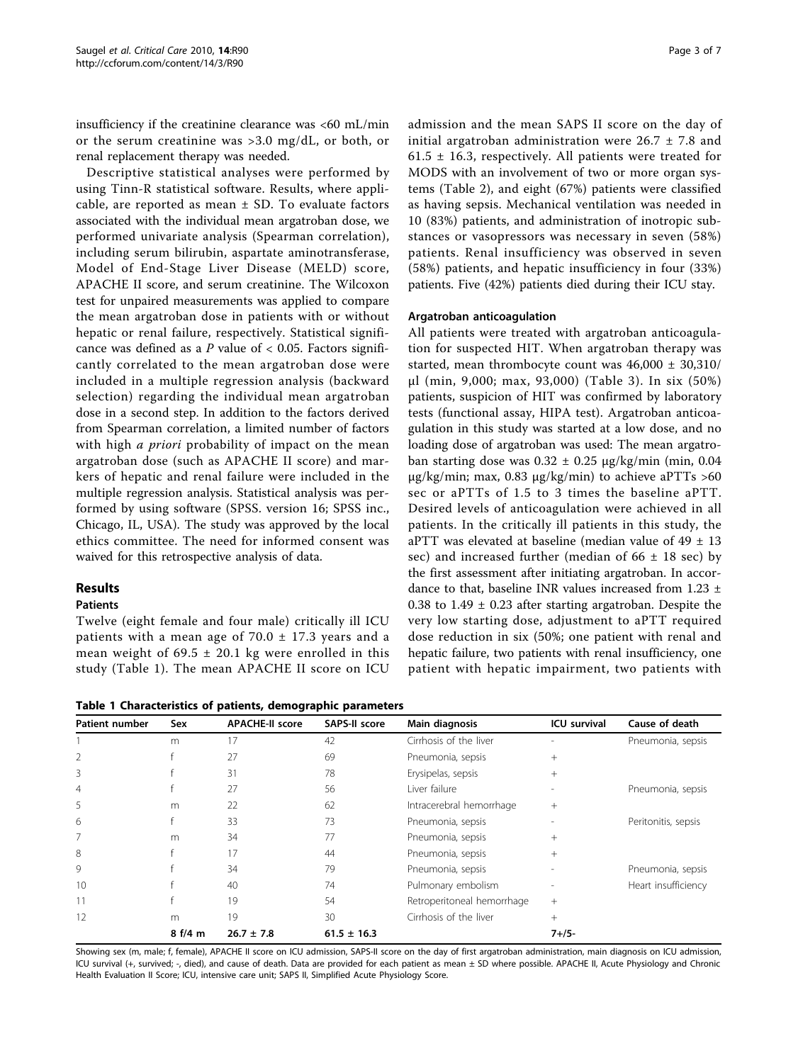insufficiency if the creatinine clearance was <60 mL/min or the serum creatinine was >3.0 mg/dL, or both, or renal replacement therapy was needed.

Descriptive statistical analyses were performed by using Tinn-R statistical software. Results, where applicable, are reported as mean ± SD. To evaluate factors associated with the individual mean argatroban dose, we performed univariate analysis (Spearman correlation), including serum bilirubin, aspartate aminotransferase, Model of End-Stage Liver Disease (MELD) score, APACHE II score, and serum creatinine. The Wilcoxon test for unpaired measurements was applied to compare the mean argatroban dose in patients with or without hepatic or renal failure, respectively. Statistical significance was defined as a $P$ value of $< 0.05$. Factors significantly correlated to the mean argatroban dose were included in a multiple regression analysis (backward selection) regarding the individual mean argatroban dose in a second step. In addition to the factors derived from Spearman correlation, a limited number of factors with high *a priori* probability of impact on the mean argatroban dose (such as APACHE II score) and markers of hepatic and renal failure were included in the multiple regression analysis. Statistical analysis was performed by using software (SPSS. version 16; SPSS inc., Chicago, IL, USA). The study was approved by the local ethics committee. The need for informed consent was waived for this retrospective analysis of data.

## Results

### Patients

Twelve (eight female and four male) critically ill ICU patients with a mean age of 70.0 ± 17.3 years and a mean weight of 69.5 ± 20.1 kg were enrolled in this study (Table 1). The mean APACHE II score on ICU admission and the mean SAPS II score on the day of initial argatroban administration were 26.7 ± 7.8 and 61.5 ± 16.3, respectively. All patients were treated for MODS with an involvement of two or more organ systems (Table 2), and eight (67%) patients were classified as having sepsis. Mechanical ventilation was needed in 10 (83%) patients, and administration of inotropic substances or vasopressors was necessary in seven (58%) patients. Renal insufficiency was observed in seven (58%) patients, and hepatic insufficiency in four (33%) patients. Five (42%) patients died during their ICU stay.

### Argatroban anticoagulation

All patients were treated with argatroban anticoagulation for suspected HIT. When argatroban therapy was started, mean thrombocyte count was 46,000 ± 30,310/µl (min, 9,000; max, 93,000) (Table 3). In six (50%) patients, suspicion of HIT was confirmed by laboratory tests (functional assay, HIPA test). Argatroban anticoagulation in this study was started at a low dose, and no loading dose of argatroban was used: The mean argatroban starting dose was 0.32 ± 0.25 µg/kg/min (min, 0.04 µg/kg/min; max, 0.83 µg/kg/min) to achieve aPTTs >60 sec or aPTTs of 1.5 to 3 times the baseline aPTT. Desired levels of anticoagulation were achieved in all patients. In the critically ill patients in this study, the aPTT was elevated at baseline (median value of 49 ± 13 sec) and increased further (median of 66 ± 18 sec) by the first assessment after initiating argatroban. In accordance to that, baseline INR values increased from 1.23 ± 0.38 to 1.49 ± 0.23 after starting argatroban. Despite the very low starting dose, adjustment to aPTT required dose reduction in six (50%; one patient with renal and hepatic failure, two patients with renal insufficiency, one patient with hepatic impairment, two patients with

**Table 1 Characteristics of patients, demographic parameters**

| Patient number | Sex | APACHE-II score | SAPS-II score | Main diagnosis | ICU survival | Cause of death |
|---|---|---|---|---|---|---|
| 1 | m | 17 | 42 | Cirrhosis of the liver | - | Pneumonia, sepsis |
| 2 | f | 27 | 69 | Pneumonia, sepsis | + | |
| 3 | f | 31 | 78 | Erysipelas, sepsis | + | |
| 4 | f | 27 | 56 | Liver failure | - | Pneumonia, sepsis |
| 5 | m | 22 | 62 | Intracerebral hemorrhage | + | |
| 6 | f | 33 | 73 | Pneumonia, sepsis | - | Peritonitis, sepsis |
| 7 | m | 34 | 77 | Pneumonia, sepsis | + | |
| 8 | f | 17 | 44 | Pneumonia, sepsis | + | |
| 9 | f | 34 | 79 | Pneumonia, sepsis | - | Pneumonia, sepsis |
| 10 | f | 40 | 74 | Pulmonary embolism | - | Heart insufficiency |
| 11 | f | 19 | 54 | Retroperitoneal hemorrhage | + | |
| 12 | m | 19 | 30 | Cirrhosis of the liver | + | |
| | **8 f/4 m** | **26.7 ± 7.8** | **61.5 ± 16.3** | | **7+/5-** | |

Showing sex (m, male; f, female), APACHE II score on ICU admission, SAPS-II score on the day of first argatroban administration, main diagnosis on ICU admission, ICU survival (+, survived; -, died), and cause of death. Data are provided for each patient as mean ± SD where possible. APACHE II, Acute Physiology and Chronic Health Evaluation II Score; ICU, intensive care unit; SAPS II, Simplified Acute Physiology Score.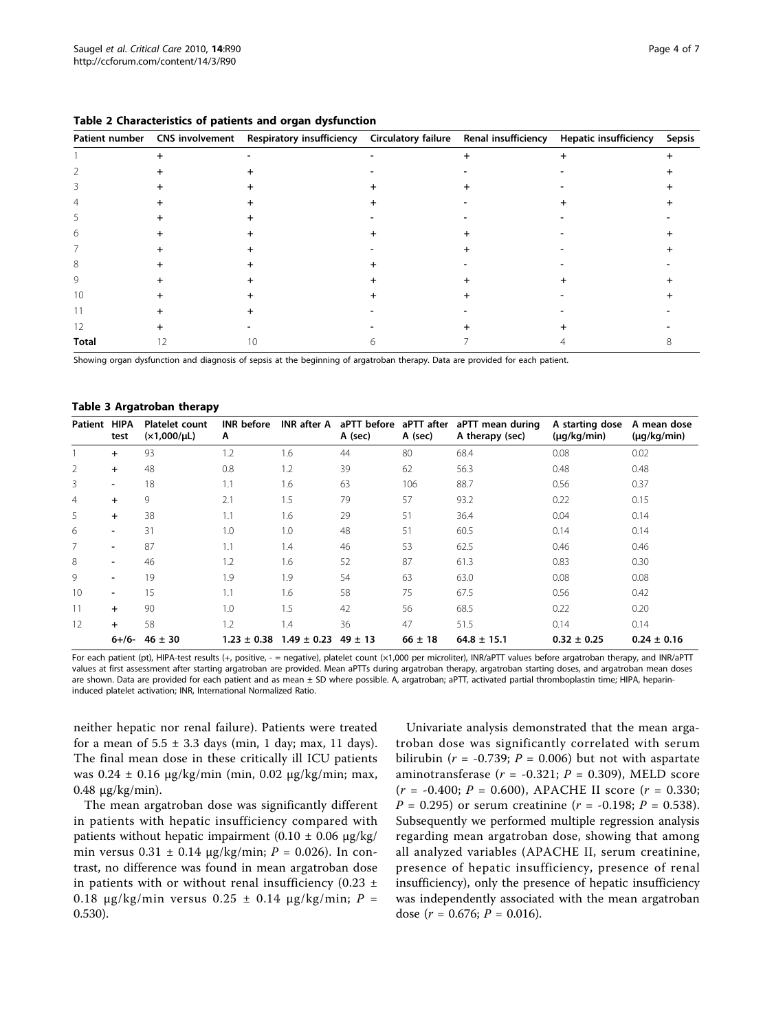**Table 2 Characteristics of patients and organ dysfunction**

| Patient number | CNS involvement | Respiratory insufficiency | Circulatory failure | Renal insufficiency | Hepatic insufficiency | Sepsis |
|---|---|---|---|---|---|---|
| 1 | + | - | - | + | + | + |
| 2 | + | + | - | - | - | + |
| 3 | + | + | + | + | - | + |
| 4 | + | + | + | - | + | + |
| 5 | + | + | - | - | - | - |
| 6 | + | + | + | + | - | + |
| 7 | + | + | - | + | - | + |
| 8 | + | + | + | - | - | - |
| 9 | + | + | + | + | + | + |
| 10 | + | + | + | + | - | + |
| 11 | + | + | - | - | - | - |
| 12 | + | - | - | + | + | - |
| **Total** | 12 | 10 | 6 | 7 | 4 | 8 |

Showing organ dysfunction and diagnosis of sepsis at the beginning of argatroban therapy. Data are provided for each patient.

**Table 3 Argatroban therapy**

| Patient | HIPA test | Platelet count (×1,000/μL) | INR before A | INR after A | aPTT before A (sec) | aPTT after A (sec) | aPTT mean during A therapy (sec) | A starting dose (μg/kg/min) | A mean dose (μg/kg/min) |
|---|---|---|---|---|---|---|---|---|---|
| 1 | + | 93 | 1.2 | 1.6 | 44 | 80 | 68.4 | 0.08 | 0.02 |
| 2 | + | 48 | 0.8 | 1.2 | 39 | 62 | 56.3 | 0.48 | 0.48 |
| 3 | - | 18 | 1.1 | 1.6 | 63 | 106 | 88.7 | 0.56 | 0.37 |
| 4 | + | 9 | 2.1 | 1.5 | 79 | 57 | 93.2 | 0.22 | 0.15 |
| 5 | + | 38 | 1.1 | 1.6 | 29 | 51 | 36.4 | 0.04 | 0.14 |
| 6 | - | 31 | 1.0 | 1.0 | 48 | 51 | 60.5 | 0.14 | 0.14 |
| 7 | - | 87 | 1.1 | 1.4 | 46 | 53 | 62.5 | 0.46 | 0.46 |
| 8 | - | 46 | 1.2 | 1.6 | 52 | 87 | 61.3 | 0.83 | 0.30 |
| 9 | - | 19 | 1.9 | 1.9 | 54 | 63 | 63.0 | 0.08 | 0.08 |
| 10 | - | 15 | 1.1 | 1.6 | 58 | 75 | 67.5 | 0.56 | 0.42 |
| 11 | + | 90 | 1.0 | 1.5 | 42 | 56 | 68.5 | 0.22 | 0.20 |
| 12 | + | 58 | 1.2 | 1.4 | 36 | 47 | 51.5 | 0.14 | 0.14 |
| | **6+/6-** | **46 ± 30** | **1.23 ± 0.38** | **1.49 ± 0.23** | **49 ± 13** | **66 ± 18** | **64.8 ± 15.1** | **0.32 ± 0.25** | **0.24 ± 0.16** |

For each patient (pt), HIPA-test results (+, positive, - = negative), platelet count (×1,000 per microliter), INR/aPTT values before argatroban therapy, and INR/aPTT values at first assessment after starting argatroban are provided. Mean aPTTs during argatroban therapy, argatroban starting doses, and argatroban mean doses are shown. Data are provided for each patient and as mean ± SD where possible. A, argatroban; aPTT, activated partial thromboplastin time; HIPA, heparin-induced platelet activation; INR, International Normalized Ratio.

neither hepatic nor renal failure). Patients were treated for a mean of 5.5 ± 3.3 days (min, 1 day; max, 11 days). The final mean dose in these critically ill ICU patients was 0.24 ± 0.16 μg/kg/min (min, 0.02 μg/kg/min; max, 0.48 μg/kg/min).

The mean argatroban dose was significantly different in patients with hepatic insufficiency compared with patients without hepatic impairment (0.10 ± 0.06 μg/kg/min versus 0.31 ± 0.14 μg/kg/min; $P = 0.026$). In contrast, no difference was found in mean argatroban dose in patients with or without renal insufficiency (0.23 ± 0.18 μg/kg/min versus 0.25 ± 0.14 μg/kg/min; $P = 0.530$).

Univariate analysis demonstrated that the mean argatroban dose was significantly correlated with serum bilirubin ($r = -0.739$; $P = 0.006$) but not with aspartate aminotransferase ($r = -0.321$; $P = 0.309$), MELD score ($r = -0.400$; $P = 0.600$), APACHE II score ($r = 0.330$; $P = 0.295$) or serum creatinine ($r = -0.198$; $P = 0.538$). Subsequently we performed multiple regression analysis regarding mean argatroban dose, showing that among all analyzed variables (APACHE II, serum creatinine, presence of hepatic insufficiency, presence of renal insufficiency), only the presence of hepatic insufficiency was independently associated with the mean argatroban dose ($r = 0.676$; $P = 0.016$).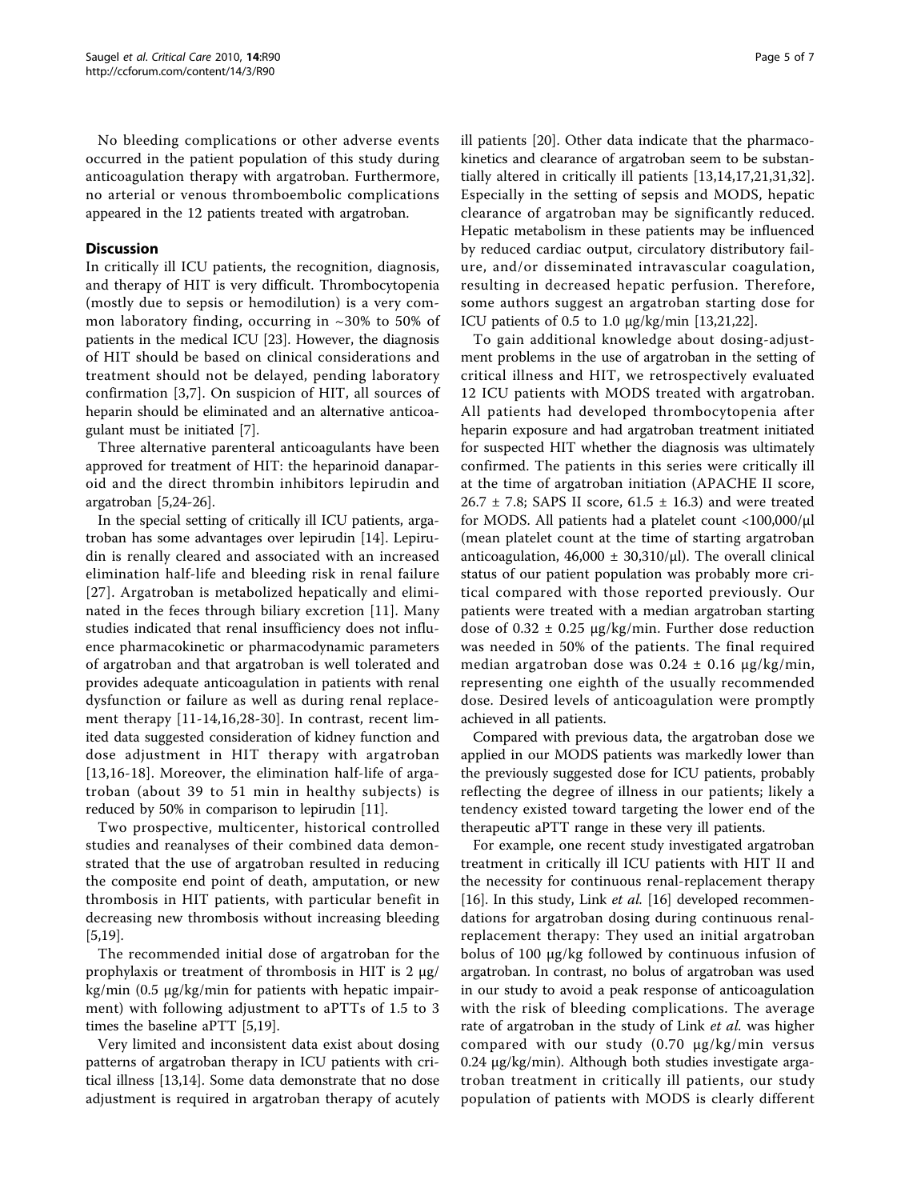No bleeding complications or other adverse events occurred in the patient population of this study during anticoagulation therapy with argatroban. Furthermore, no arterial or venous thromboembolic complications appeared in the 12 patients treated with argatroban.

## Discussion

In critically ill ICU patients, the recognition, diagnosis, and therapy of HIT is very difficult. Thrombocytopenia (mostly due to sepsis or hemodilution) is a very common laboratory finding, occurring in ~30% to 50% of patients in the medical ICU [23]. However, the diagnosis of HIT should be based on clinical considerations and treatment should not be delayed, pending laboratory confirmation [3,7]. On suspicion of HIT, all sources of heparin should be eliminated and an alternative anticoagulant must be initiated [7].

Three alternative parenteral anticoagulants have been approved for treatment of HIT: the heparinoid danaparoid and the direct thrombin inhibitors lepirudin and argatroban [5,24-26].

In the special setting of critically ill ICU patients, argatroban has some advantages over lepirudin [14]. Lepirudin is renally cleared and associated with an increased elimination half-life and bleeding risk in renal failure [27]. Argatroban is metabolized hepatically and eliminated in the feces through biliary excretion [11]. Many studies indicated that renal insufficiency does not influence pharmacokinetic or pharmacodynamic parameters of argatroban and that argatroban is well tolerated and provides adequate anticoagulation in patients with renal dysfunction or failure as well as during renal replacement therapy [11-14,16,28-30]. In contrast, recent limited data suggested consideration of kidney function and dose adjustment in HIT therapy with argatroban [13,16-18]. Moreover, the elimination half-life of argatroban (about 39 to 51 min in healthy subjects) is reduced by 50% in comparison to lepirudin [11].

Two prospective, multicenter, historical controlled studies and reanalyses of their combined data demonstrated that the use of argatroban resulted in reducing the composite end point of death, amputation, or new thrombosis in HIT patients, with particular benefit in decreasing new thrombosis without increasing bleeding [5,19].

The recommended initial dose of argatroban for the prophylaxis or treatment of thrombosis in HIT is 2 μg/kg/min (0.5 μg/kg/min for patients with hepatic impairment) with following adjustment to aPTTs of 1.5 to 3 times the baseline aPTT [5,19].

Very limited and inconsistent data exist about dosing patterns of argatroban therapy in ICU patients with critical illness [13,14]. Some data demonstrate that no dose adjustment is required in argatroban therapy of acutely ill patients [20]. Other data indicate that the pharmacokinetics and clearance of argatroban seem to be substantially altered in critically ill patients [13,14,17,21,31,32]. Especially in the setting of sepsis and MODS, hepatic clearance of argatroban may be significantly reduced. Hepatic metabolism in these patients may be influenced by reduced cardiac output, circulatory distributory failure, and/or disseminated intravascular coagulation, resulting in decreased hepatic perfusion. Therefore, some authors suggest an argatroban starting dose for ICU patients of 0.5 to 1.0 μg/kg/min [13,21,22].

To gain additional knowledge about dosing-adjustment problems in the use of argatroban in the setting of critical illness and HIT, we retrospectively evaluated 12 ICU patients with MODS treated with argatroban. All patients had developed thrombocytopenia after heparin exposure and had argatroban treatment initiated for suspected HIT whether the diagnosis was ultimately confirmed. The patients in this series were critically ill at the time of argatroban initiation (APACHE II score, 26.7 ± 7.8; SAPS II score, 61.5 ± 16.3) and were treated for MODS. All patients had a platelet count <100,000/μl (mean platelet count at the time of starting argatroban anticoagulation, 46,000 ± 30,310/μl). The overall clinical status of our patient population was probably more critical compared with those reported previously. Our patients were treated with a median argatroban starting dose of 0.32 ± 0.25 μg/kg/min. Further dose reduction was needed in 50% of the patients. The final required median argatroban dose was 0.24 ± 0.16 μg/kg/min, representing one eighth of the usually recommended dose. Desired levels of anticoagulation were promptly achieved in all patients.

Compared with previous data, the argatroban dose we applied in our MODS patients was markedly lower than the previously suggested dose for ICU patients, probably reflecting the degree of illness in our patients; likely a tendency existed toward targeting the lower end of the therapeutic aPTT range in these very ill patients.

For example, one recent study investigated argatroban treatment in critically ill ICU patients with HIT II and the necessity for continuous renal-replacement therapy [16]. In this study, Link *et al.* [16] developed recommendations for argatroban dosing during continuous renal-replacement therapy: They used an initial argatroban bolus of 100 μg/kg followed by continuous infusion of argatroban. In contrast, no bolus of argatroban was used in our study to avoid a peak response of anticoagulation with the risk of bleeding complications. The average rate of argatroban in the study of Link *et al.* was higher compared with our study (0.70 μg/kg/min versus 0.24 μg/kg/min). Although both studies investigate argatroban treatment in critically ill patients, our study population of patients with MODS is clearly different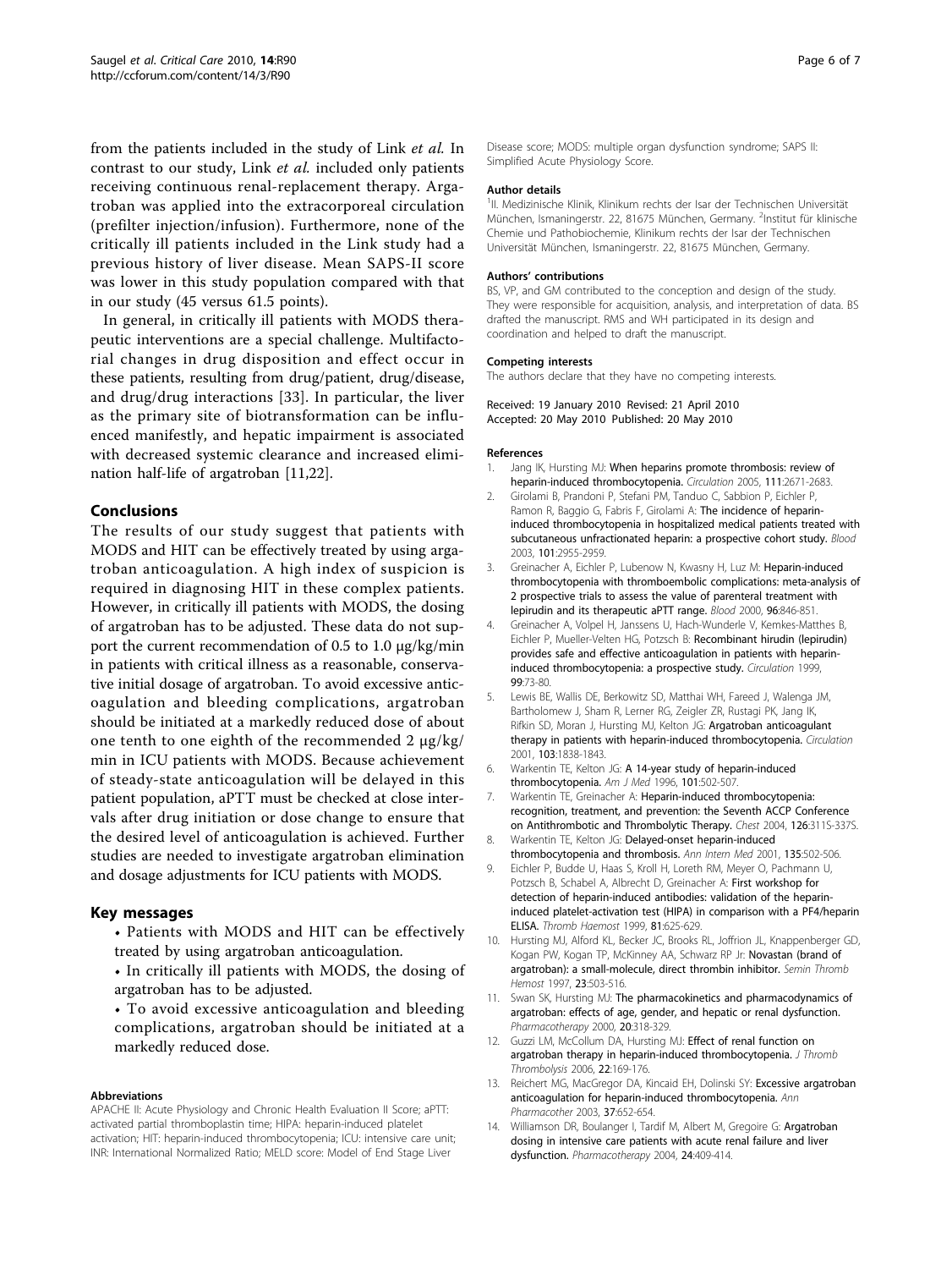from the patients included in the study of Link *et al.* In contrast to our study, Link *et al.* included only patients receiving continuous renal-replacement therapy. Argatroban was applied into the extracorporeal circulation (prefilter injection/infusion). Furthermore, none of the critically ill patients included in the Link study had a previous history of liver disease. Mean SAPS-II score was lower in this study population compared with that in our study (45 versus 61.5 points).

In general, in critically ill patients with MODS therapeutic interventions are a special challenge. Multifactorial changes in drug disposition and effect occur in these patients, resulting from drug/patient, drug/disease, and drug/drug interactions [33]. In particular, the liver as the primary site of biotransformation can be influenced manifestly, and hepatic impairment is associated with decreased systemic clearance and increased elimination half-life of argatroban [11,22].

## Conclusions

The results of our study suggest that patients with MODS and HIT can be effectively treated by using argatroban anticoagulation. A high index of suspicion is required in diagnosing HIT in these complex patients. However, in critically ill patients with MODS, the dosing of argatroban has to be adjusted. These data do not support the current recommendation of 0.5 to 1.0 μg/kg/min in patients with critical illness as a reasonable, conservative initial dosage of argatroban. To avoid excessive anticoagulation and bleeding complications, argatroban should be initiated at a markedly reduced dose of about one tenth to one eighth of the recommended 2 μg/kg/min in ICU patients with MODS. Because achievement of steady-state anticoagulation will be delayed in this patient population, aPTT must be checked at close intervals after drug initiation or dose change to ensure that the desired level of anticoagulation is achieved. Further studies are needed to investigate argatroban elimination and dosage adjustments for ICU patients with MODS.

## Key messages

- Patients with MODS and HIT can be effectively treated by using argatroban anticoagulation.
- In critically ill patients with MODS, the dosing of argatroban has to be adjusted.
- To avoid excessive anticoagulation and bleeding complications, argatroban should be initiated at a markedly reduced dose.

#### Abbreviations

APACHE II: Acute Physiology and Chronic Health Evaluation II Score; aPTT: activated partial thromboplastin time; HIPA: heparin-induced platelet activation; HIT: heparin-induced thrombocytopenia; ICU: intensive care unit; INR: International Normalized Ratio; MELD score: Model of End Stage Liver Disease score; MODS: multiple organ dysfunction syndrome; SAPS II: Simplified Acute Physiology Score.

#### Author details

[1]II. Medizinische Klinik, Klinikum rechts der Isar der Technischen Universität München, Ismaningerstr. 22, 81675 München, Germany. [2]Institut für klinische Chemie und Pathobiochemie, Klinikum rechts der Isar der Technischen Universität München, Ismaningerstr. 22, 81675 München, Germany.

#### Authors' contributions

BS, VP, and GM contributed to the conception and design of the study. They were responsible for acquisition, analysis, and interpretation of data. BS drafted the manuscript. RMS and WH participated in its design and coordination and helped to draft the manuscript.

#### Competing interests

The authors declare that they have no competing interests.

Received: 19 January 2010 Revised: 21 April 2010
Accepted: 20 May 2010 Published: 20 May 2010

#### References

1. Jang IK, Hursting MJ: **When heparins promote thrombosis: review of heparin-induced thrombocytopenia.** *Circulation* 2005, **111**:2671-2683.
2. Girolami B, Prandoni P, Stefani PM, Tanduo C, Sabbion P, Eichler P, Ramon R, Baggio G, Fabris F, Girolami A: **The incidence of heparin-induced thrombocytopenia in hospitalized medical patients treated with subcutaneous unfractionated heparin: a prospective cohort study.** *Blood* 2003, **101**:2955-2959.
3. Greinacher A, Eichler P, Lubenow N, Kwasny H, Luz M: **Heparin-induced thrombocytopenia with thromboembolic complications: meta-analysis of 2 prospective trials to assess the value of parenteral treatment with lepirudin and its therapeutic aPTT range.** *Blood* 2000, **96**:846-851.
4. Greinacher A, Volpel H, Janssens U, Hach-Wunderle V, Kemkes-Matthes B, Eichler P, Mueller-Velten HG, Potzsch B: **Recombinant hirudin (lepirudin) provides safe and effective anticoagulation in patients with heparin-induced thrombocytopenia: a prospective study.** *Circulation* 1999, **99**:73-80.
5. Lewis BE, Wallis DE, Berkowitz SD, Matthai WH, Fareed J, Walenga JM, Bartholomew J, Sham R, Lerner RG, Zeigler ZR, Rustagi PK, Jang IK, Rifkin SD, Moran J, Hursting MJ, Kelton JG: **Argatroban anticoagulant therapy in patients with heparin-induced thrombocytopenia.** *Circulation* 2001, **103**:1838-1843.
6. Warkentin TE, Kelton JG: **A 14-year study of heparin-induced thrombocytopenia.** *Am J Med* 1996, **101**:502-507.
7. Warkentin TE, Greinacher A: **Heparin-induced thrombocytopenia: recognition, treatment, and prevention: the Seventh ACCP Conference on Antithrombotic and Thrombolytic Therapy.** *Chest* 2004, **126**:311S-337S.
8. Warkentin TE, Kelton JG: **Delayed-onset heparin-induced thrombocytopenia and thrombosis.** *Ann Intern Med* 2001, **135**:502-506.
9. Eichler P, Budde U, Haas S, Kroll H, Loreth RM, Meyer O, Pachmann U, Potzsch B, Schabel A, Albrecht D, Greinacher A: **First workshop for detection of heparin-induced antibodies: validation of the heparin-induced platelet-activation test (HIPA) in comparison with a PF4/heparin ELISA.** *Thromb Haemost* 1999, **81**:625-629.
10. Hursting MJ, Alford KL, Becker JC, Brooks RL, Joffrion JL, Knappenberger GD, Kogan PW, Kogan TP, McKinney AA, Schwarz RP Jr: **Novastan (brand of argatroban): a small-molecule, direct thrombin inhibitor.** *Semin Thromb Hemost* 1997, **23**:503-516.
11. Swan SK, Hursting MJ: **The pharmacokinetics and pharmacodynamics of argatroban: effects of age, gender, and hepatic or renal dysfunction.** *Pharmacotherapy* 2000, **20**:318-329.
12. Guzzi LM, McCollum DA, Hursting MJ: **Effect of renal function on argatroban therapy in heparin-induced thrombocytopenia.** *J Thromb Thrombolysis* 2006, **22**:169-176.
13. Reichert MG, MacGregor DA, Kincaid EH, Dolinski SY: **Excessive argatroban anticoagulation for heparin-induced thrombocytopenia.** *Ann Pharmacother* 2003, **37**:652-654.
14. Williamson DR, Boulanger I, Tardif M, Albert M, Gregoire G: **Argatroban dosing in intensive care patients with acute renal failure and liver dysfunction.** *Pharmacotherapy* 2004, **24**:409-414.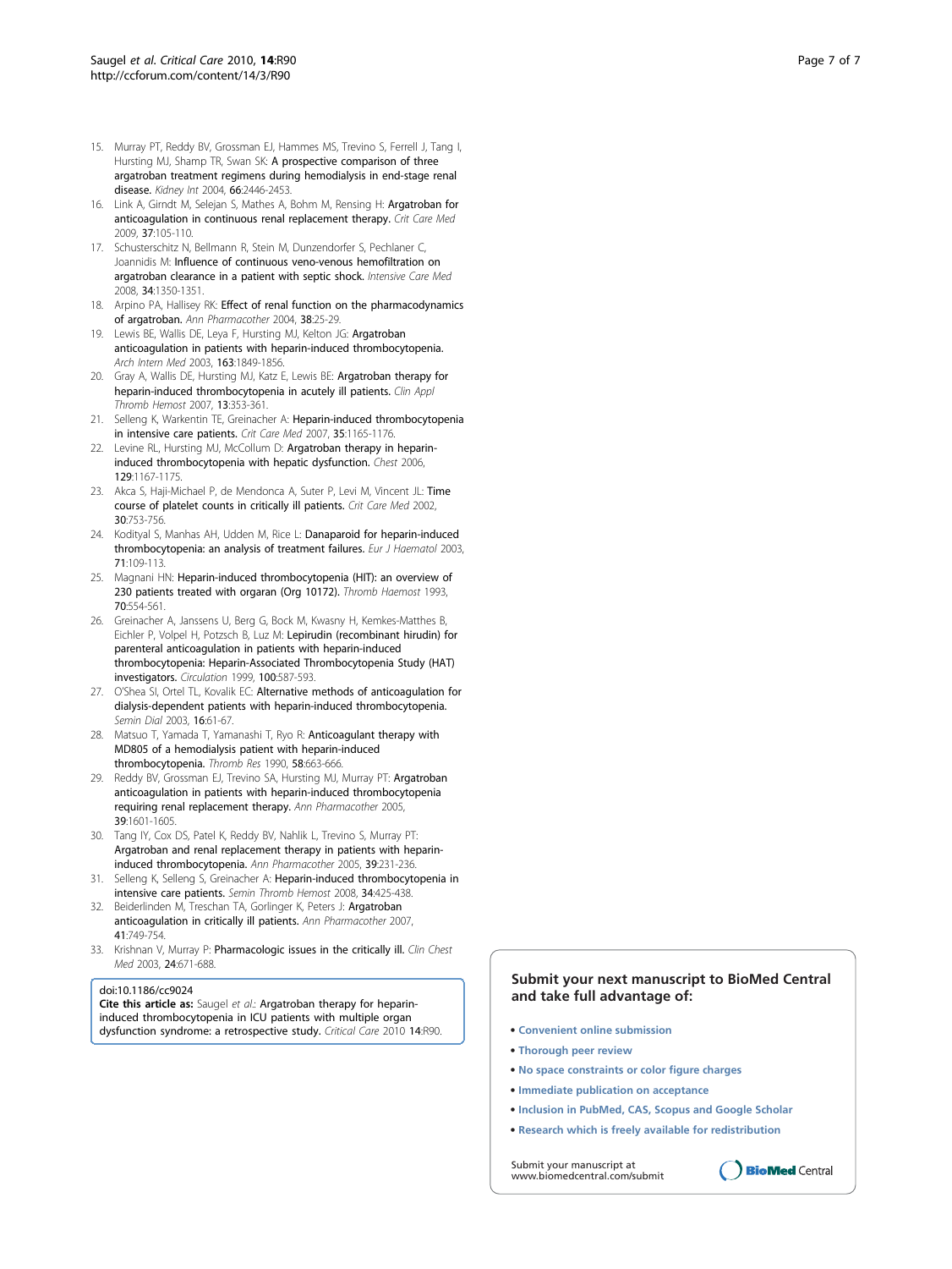15. Murray PT, Reddy BV, Grossman EJ, Hammes MS, Trevino S, Ferrell J, Tang I, Hursting MJ, Shamp TR, Swan SK: A prospective comparison of three argatroban treatment regimens during hemodialysis in end-stage renal disease. *Kidney Int* 2004, **66**:2446-2453.
16. Link A, Girndt M, Selejan S, Mathes A, Bohm M, Rensing H: Argatroban for anticoagulation in continuous renal replacement therapy. *Crit Care Med* 2009, **37**:105-110.
17. Schusterschitz N, Bellmann R, Stein M, Dunzendorfer S, Pechlaner C, Joannidis M: Influence of continuous veno-venous hemofiltration on argatroban clearance in a patient with septic shock. *Intensive Care Med* 2008, **34**:1350-1351.
18. Arpino PA, Hallisey RK: Effect of renal function on the pharmacodynamics of argatroban. *Ann Pharmacother* 2004, **38**:25-29.
19. Lewis BE, Wallis DE, Leya F, Hursting MJ, Kelton JG: Argatroban anticoagulation in patients with heparin-induced thrombocytopenia. *Arch Intern Med* 2003, **163**:1849-1856.
20. Gray A, Wallis DE, Hursting MJ, Katz E, Lewis BE: Argatroban therapy for heparin-induced thrombocytopenia in acutely ill patients. *Clin Appl Thromb Hemost* 2007, **13**:353-361.
21. Selleng K, Warkentin TE, Greinacher A: Heparin-induced thrombocytopenia in intensive care patients. *Crit Care Med* 2007, **35**:1165-1176.
22. Levine RL, Hursting MJ, McCollum D: Argatroban therapy in heparin-induced thrombocytopenia with hepatic dysfunction. *Chest* 2006, **129**:1167-1175.
23. Akca S, Haji-Michael P, de Mendonca A, Suter P, Levi M, Vincent JL: Time course of platelet counts in critically ill patients. *Crit Care Med* 2002, **30**:753-756.
24. Kodityal S, Manhas AH, Udden M, Rice L: Danaparoid for heparin-induced thrombocytopenia: an analysis of treatment failures. *Eur J Haematol* 2003, **71**:109-113.
25. Magnani HN: Heparin-induced thrombocytopenia (HIT): an overview of 230 patients treated with organ (Org 10172). *Thromb Haemost* 1993, **70**:554-561.
26. Greinacher A, Janssens U, Berg G, Bock M, Kwasny H, Kemkes-Matthes B, Eichler P, Volpel H, Potzsch B, Luz M: Lepirudin (recombinant hirudin) for parenteral anticoagulation in patients with heparin-induced thrombocytopenia: Heparin-Associated Thrombocytopenia Study (HAT) investigators. *Circulation* 1999, **100**:587-593.
27. O'Shea SI, Ortel TL, Kovalik EC: Alternative methods of anticoagulation for dialysis-dependent patients with heparin-induced thrombocytopenia. *Semin Dial* 2003, **16**:61-67.
28. Matsuo T, Yamada T, Yamanashi T, Ryo R: Anticoagulant therapy with MD805 of a hemodialysis patient with heparin-induced thrombocytopenia. *Thromb Res* 1990, **58**:663-666.
29. Reddy BV, Grossman EJ, Trevino SA, Hursting MJ, Murray PT: Argatroban anticoagulation in patients with heparin-induced thrombocytopenia requiring renal replacement therapy. *Ann Pharmacother* 2005, **39**:1601-1605.
30. Tang IY, Cox DS, Patel K, Reddy BV, Nahlik L, Trevino S, Murray PT: Argatroban and renal replacement therapy in patients with heparin-induced thrombocytopenia. *Ann Pharmacother* 2005, **39**:231-236.
31. Selleng K, Selleng S, Greinacher A: Heparin-induced thrombocytopenia in intensive care patients. *Semin Thromb Hemost* 2008, **34**:425-438.
32. Beiderlinden M, Treschan TA, Gorlinger K, Peters J: Argatroban anticoagulation in critically ill patients. *Ann Pharmacother* 2007, **41**:749-754.
33. Krishnan V, Murray P: Pharmacologic issues in the critically ill. *Clin Chest Med* 2003, **24**:671-688.

doi:10.1186/cc9024

**Cite this article as:** Saugel *et al.*: Argatroban therapy for heparin-induced thrombocytopenia in ICU patients with multiple organ dysfunction syndrome: a retrospective study. *Critical Care* 2010 **14**:R90.

**Submit your next manuscript to BioMed Central and take full advantage of:**

- Convenient online submission
- Thorough peer review
- No space constraints or color figure charges
- Immediate publication on acceptance
- Inclusion in PubMed, CAS, Scopus and Google Scholar
- Research which is freely available for redistribution

Submit your manuscript at www.biomedcentral.com/submit

BioMed Central